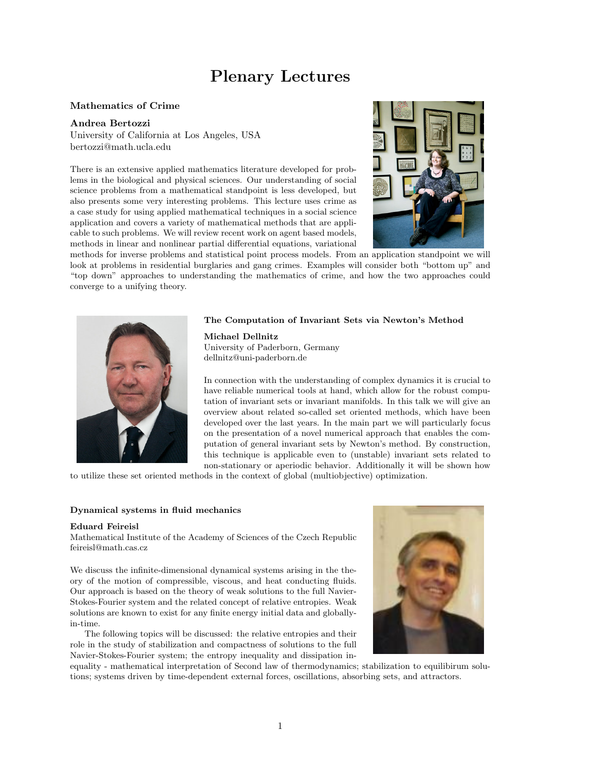# Plenary Lectures

### Mathematics of Crime

**Andrea Bertozzi**
University of California at Los Angeles, USA
bertozzi@math.ucla.edu

There is an extensive applied mathematics literature developed for problems in the biological and physical sciences. Our understanding of social science problems from a mathematical standpoint is less developed, but also presents some very interesting problems. This lecture uses crime as a case study for using applied mathematical techniques in a social science application and covers a variety of mathematical methods that are applicable to such problems. We will review recent work on agent based models, methods in linear and nonlinear partial differential equations, variational methods for inverse problems and statistical point process models. From an application standpoint we will look at problems in residential burglaries and gang crimes. Examples will consider both "bottom up" and "top down" approaches to understanding the mathematics of crime, and how the two approaches could converge to a unifying theory.

### The Computation of Invariant Sets via Newton's Method

**Michael Dellnitz**
University of Paderborn, Germany
dellnitz@uni-paderborn.de

In connection with the understanding of complex dynamics it is crucial to have reliable numerical tools at hand, which allow for the robust computation of invariant sets or invariant manifolds. In this talk we will give an overview about related so-called set oriented methods, which have been developed over the last years. In the main part we will particularly focus on the presentation of a novel numerical approach that enables the computation of general invariant sets by Newton's method. By construction, this technique is applicable even to (unstable) invariant sets related to non-stationary or aperiodic behavior. Additionally it will be shown how to utilize these set oriented methods in the context of global (multiobjective) optimization.

### Dynamical systems in fluid mechanics

**Eduard Feireisl**
Mathematical Institute of the Academy of Sciences of the Czech Republic
feireisl@math.cas.cz

We discuss the infinite-dimensional dynamical systems arising in the theory of the motion of compressible, viscous, and heat conducting fluids. Our approach is based on the theory of weak solutions to the full Navier-Stokes-Fourier system and the related concept of relative entropies. Weak solutions are known to exist for any finite energy initial data and globally-in-time.

The following topics will be discussed: the relative entropies and their role in the study of stabilization and compactness of solutions to the full Navier-Stokes-Fourier system; the entropy inequality and dissipation inequality - mathematical interpretation of Second law of thermodynamics; stabilization to equilibirum solutions; systems driven by time-dependent external forces, oscillations, absorbing sets, and attractors.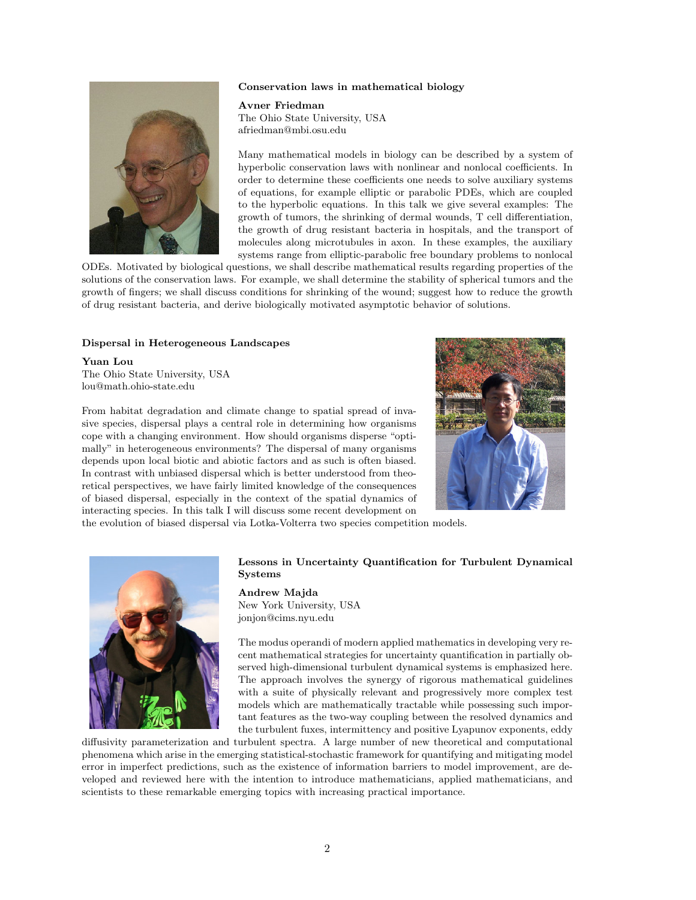### Conservation laws in mathematical biology

**Avner Friedman**
The Ohio State University, USA
afriedman@mbi.osu.edu

Many mathematical models in biology can be described by a system of hyperbolic conservation laws with nonlinear and nonlocal coefficients. In order to determine these coefficients one needs to solve auxiliary systems of equations, for example elliptic or parabolic PDEs, which are coupled to the hyperbolic equations. In this talk we give several examples: The growth of tumors, the shrinking of dermal wounds, T cell differentiation, the growth of drug resistant bacteria in hospitals, and the transport of molecules along microtubules in axon. In these examples, the auxiliary systems range from elliptic-parabolic free boundary problems to nonlocal ODEs. Motivated by biological questions, we shall describe mathematical results regarding properties of the solutions of the conservation laws. For example, we shall determine the stability of spherical tumors and the growth of fingers; we shall discuss conditions for shrinking of the wound; suggest how to reduce the growth of drug resistant bacteria, and derive biologically motivated asymptotic behavior of solutions.

### Dispersal in Heterogeneous Landscapes

**Yuan Lou**
The Ohio State University, USA
lou@math.ohio-state.edu

From habitat degradation and climate change to spatial spread of invasive species, dispersal plays a central role in determining how organisms cope with a changing environment. How should organisms disperse "optimally" in heterogeneous environments? The dispersal of many organisms depends upon local biotic and abiotic factors and as such is often biased. In contrast with unbiased dispersal which is better understood from theoretical perspectives, we have fairly limited knowledge of the consequences of biased dispersal, especially in the context of the spatial dynamics of interacting species. In this talk I will discuss some recent development on the evolution of biased dispersal via Lotka-Volterra two species competition models.

### Lessons in Uncertainty Quantification for Turbulent Dynamical Systems

**Andrew Majda**
New York University, USA
jonjon@cims.nyu.edu

The modus operandi of modern applied mathematics in developing very recent mathematical strategies for uncertainty quantification in partially observed high-dimensional turbulent dynamical systems is emphasized here. The approach involves the synergy of rigorous mathematical guidelines with a suite of physically relevant and progressively more complex test models which are mathematically tractable while possessing such important features as the two-way coupling between the resolved dynamics and the turbulent fuxes, intermittency and positive Lyapunov exponents, eddy diffusivity parameterization and turbulent spectra. A large number of new theoretical and computational phenomena which arise in the emerging statistical-stochastic framework for quantifying and mitigating model error in imperfect predictions, such as the existence of information barriers to model improvement, are developed and reviewed here with the intention to introduce mathematicians, applied mathematicians, and scientists to these remarkable emerging topics with increasing practical importance.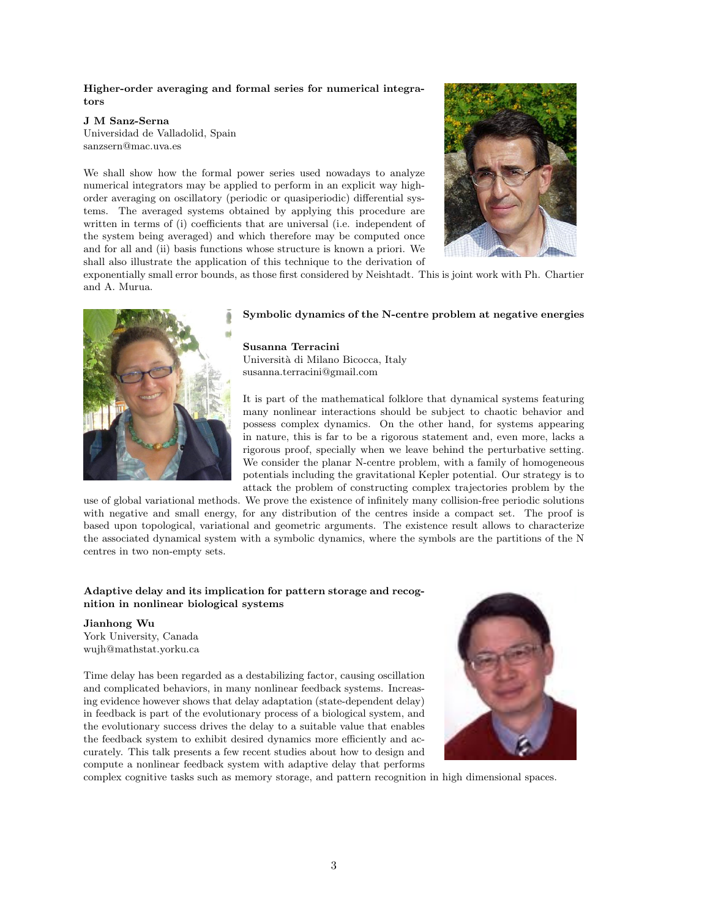**Higher-order averaging and formal series for numerical integrators**

**J M Sanz-Serna**
Universidad de Valladolid, Spain
sanzsern@mac.uva.es

We shall show how the formal power series used nowadays to analyze numerical integrators may be applied to perform in an explicit way high-order averaging on oscillatory (periodic or quasiperiodic) differential systems. The averaged systems obtained by applying this procedure are written in terms of (i) coefficients that are universal (i.e. independent of the system being averaged) and which therefore may be computed once and for all and (ii) basis functions whose structure is known a priori. We shall also illustrate the application of this technique to the derivation of exponentially small error bounds, as those first considered by Neishtadt. This is joint work with Ph. Chartier and A. Murua.

**Symbolic dynamics of the N-centre problem at negative energies**

**Susanna Terracini**
Università di Milano Bicocca, Italy
susanna.terracini@gmail.com

It is part of the mathematical folklore that dynamical systems featuring many nonlinear interactions should be subject to chaotic behavior and possess complex dynamics. On the other hand, for systems appearing in nature, this is far to be a rigorous statement and, even more, lacks a rigorous proof, specially when we leave behind the perturbative setting. We consider the planar N-centre problem, with a family of homogeneous potentials including the gravitational Kepler potential. Our strategy is to attack the problem of constructing complex trajectories problem by the use of global variational methods. We prove the existence of infinitely many collision-free periodic solutions with negative and small energy, for any distribution of the centres inside a compact set. The proof is based upon topological, variational and geometric arguments. The existence result allows to characterize the associated dynamical system with a symbolic dynamics, where the symbols are the partitions of the N centres in two non-empty sets.

**Adaptive delay and its implication for pattern storage and recognition in nonlinear biological systems**

**Jianhong Wu**
York University, Canada
wujh@mathstat.yorku.ca

Time delay has been regarded as a destabilizing factor, causing oscillation and complicated behaviors, in many nonlinear feedback systems. Increasing evidence however shows that delay adaptation (state-dependent delay) in feedback is part of the evolutionary process of a biological system, and the evolutionary success drives the delay to a suitable value that enables the feedback system to exhibit desired dynamics more efficiently and accurately. This talk presents a few recent studies about how to design and compute a nonlinear feedback system with adaptive delay that performs complex cognitive tasks such as memory storage, and pattern recognition in high dimensional spaces.